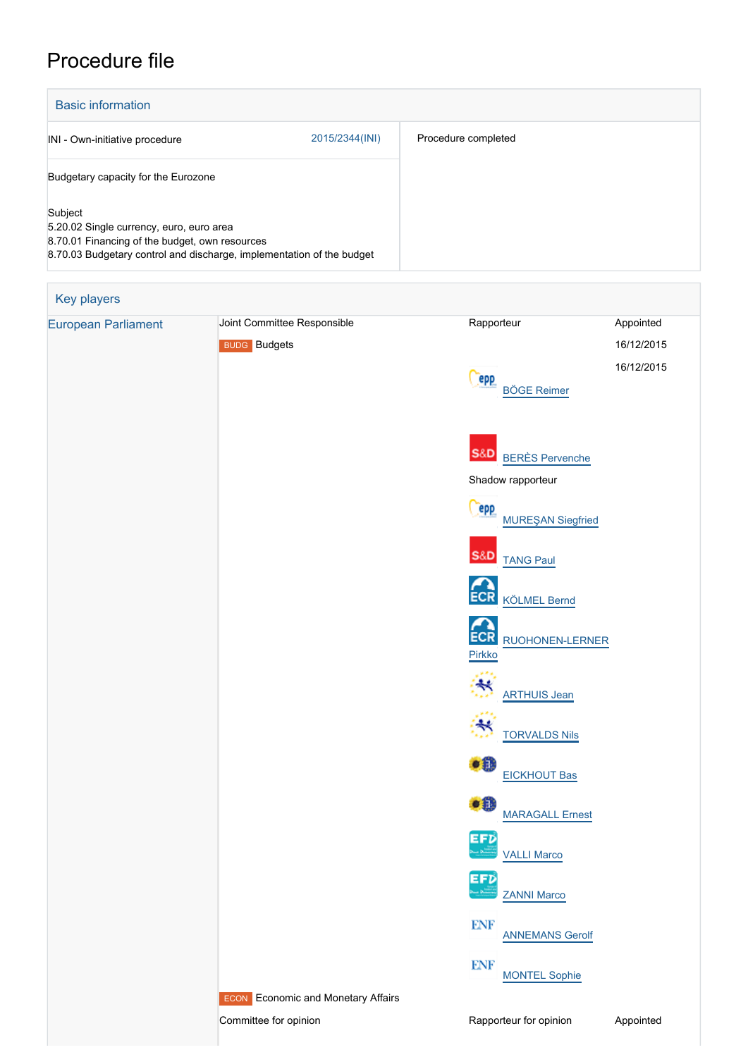# Procedure file

## Basic information

| | | |
|---|---|---|
| INI - Own-initiative procedure | 2015/2344(INI) | Procedure completed |
| Budgetary capacity for the Eurozone | | |
| Subject<br>5.20.02 Single currency, euro, euro area<br>8.70.01 Financing of the budget, own resources<br>8.70.03 Budgetary control and discharge, implementation of the budget | | |

## Key players

| | | | |
|---|---|---|---|
| European Parliament | Joint Committee Responsible | Rapporteur | Appointed |
| | BUDG Budgets | | 16/12/2015 |
| | | BÖGE Reimer | 16/12/2015 |
| | | BERÈS Pervenche | |
| | | Shadow rapporteur | |
| | | MUREŞAN Siegfried | |
| | | TANG Paul | |
| | | KÖLMEL Bernd | |
| | | RUOHONEN-LERNER Pirkko | |
| | | ARTHUIS Jean | |
| | | TORVALDS Nils | |
| | | EICKHOUT Bas | |
| | | MARAGALL Ernest | |
| | | VALLI Marco | |
| | | ZANNI Marco | |
| | | ANNEMANS Gerolf | |
| | | MONTEL Sophie | |
| | ECON Economic and Monetary Affairs | | |
| | Committee for opinion | Rapporteur for opinion | Appointed |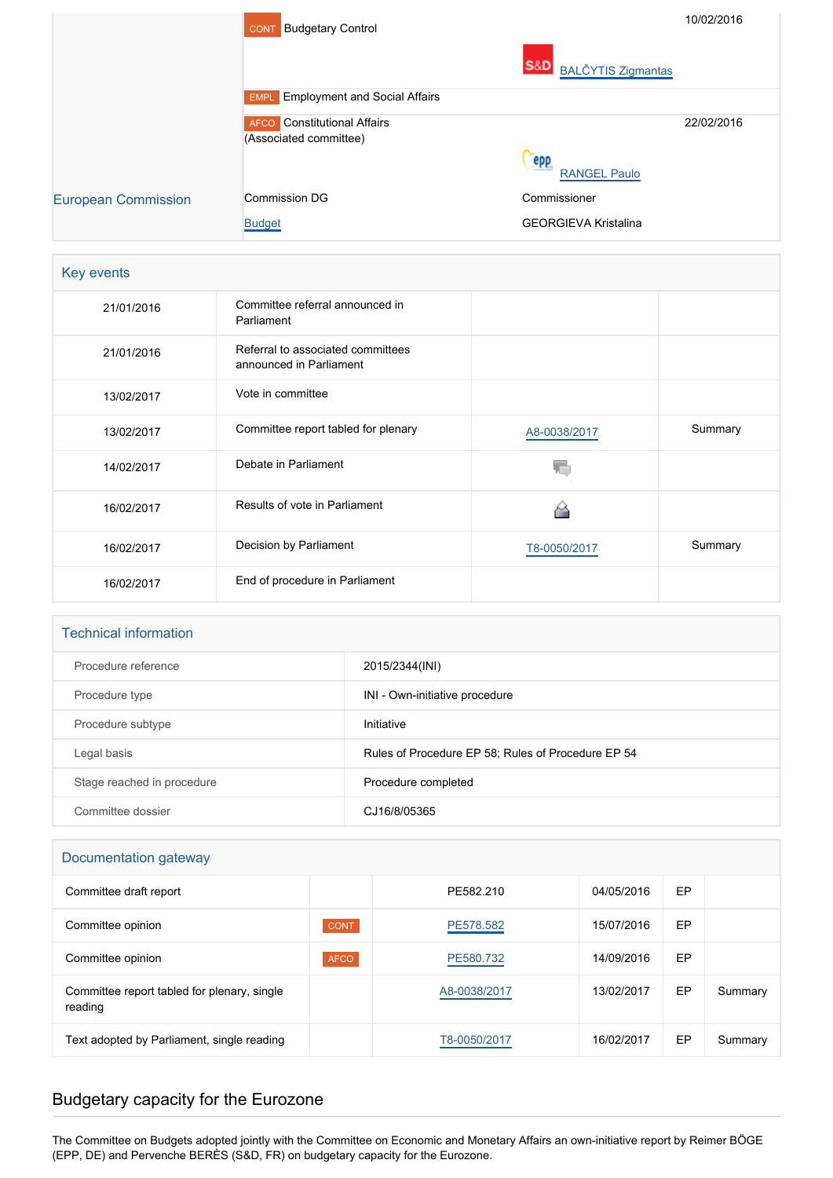| | | | |
|---|---|---|---|
| | CONT Budgetary Control | | 10/02/2016 |
| | | S&D BALČYTIS Zigmantas | |
| | EMPL Employment and Social Affairs | | |
| | AFCO Constitutional Affairs (Associated committee) | | 22/02/2016 |
| | | RANGEL Paulo | |
| European Commission | Commission DG | Commissioner | |
| | Budget | GEORGIEVA Kristalina | |

## Key events

| | | | |
|---|---|---|---|
| 21/01/2016 | Committee referral announced in Parliament | | |
| 21/01/2016 | Referral to associated committees announced in Parliament | | |
| 13/02/2017 | Vote in committee | | |
| 13/02/2017 | Committee report tabled for plenary | A8-0038/2017 | Summary |
| 14/02/2017 | Debate in Parliament | | |
| 16/02/2017 | Results of vote in Parliament | | |
| 16/02/2017 | Decision by Parliament | T8-0050/2017 | Summary |
| 16/02/2017 | End of procedure in Parliament | | |

## Technical information

| | |
|---|---|
| Procedure reference | 2015/2344(INI) |
| Procedure type | INI - Own-initiative procedure |
| Procedure subtype | Initiative |
| Legal basis | Rules of Procedure EP 58; Rules of Procedure EP 54 |
| Stage reached in procedure | Procedure completed |
| Committee dossier | CJ16/8/05365 |

## Documentation gateway

| | | | | | |
|---|---|---|---|---|---|
| Committee draft report | | PE582.210 | 04/05/2016 | EP | |
| Committee opinion | CONT | PE578.582 | 15/07/2016 | EP | |
| Committee opinion | AFCO | PE580.732 | 14/09/2016 | EP | |
| Committee report tabled for plenary, single reading | | A8-0038/2017 | 13/02/2017 | EP | Summary |
| Text adopted by Parliament, single reading | | T8-0050/2017 | 16/02/2017 | EP | Summary |

## Budgetary capacity for the Eurozone

The Committee on Budgets adopted jointly with the Committee on Economic and Monetary Affairs an own-initiative report by Reimer BÖGE (EPP, DE) and Pervenche BERÈS (S&D, FR) on budgetary capacity for the Eurozone.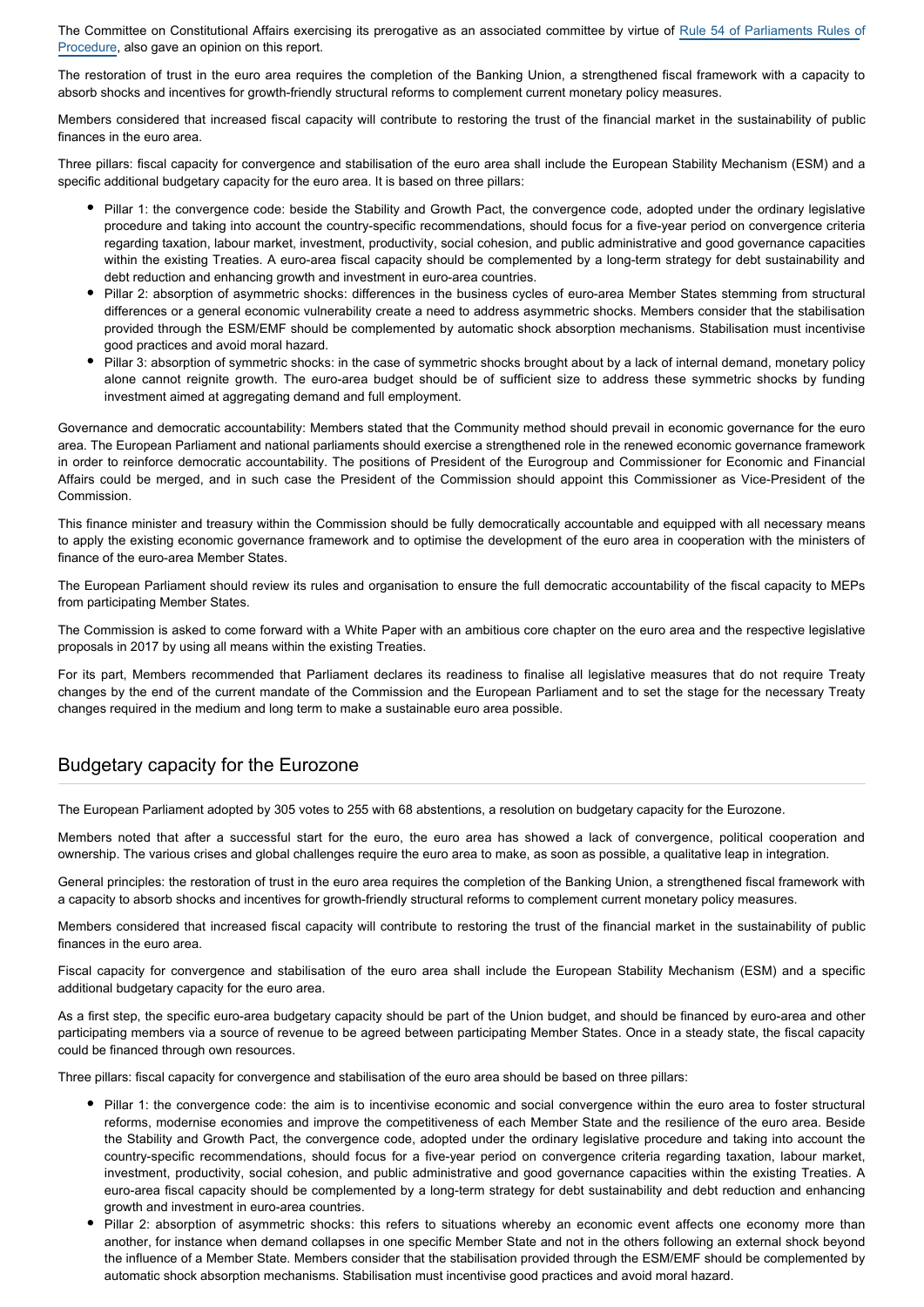The Committee on Constitutional Affairs exercising its prerogative as an associated committee by virtue of Rule 54 of Parliaments Rules of Procedure, also gave an opinion on this report.

The restoration of trust in the euro area requires the completion of the Banking Union, a strengthened fiscal framework with a capacity to absorb shocks and incentives for growth-friendly structural reforms to complement current monetary policy measures.

Members considered that increased fiscal capacity will contribute to restoring the trust of the financial market in the sustainability of public finances in the euro area.

Three pillars: fiscal capacity for convergence and stabilisation of the euro area shall include the European Stability Mechanism (ESM) and a specific additional budgetary capacity for the euro area. It is based on three pillars:

- Pillar 1: the convergence code: beside the Stability and Growth Pact, the convergence code, adopted under the ordinary legislative procedure and taking into account the country-specific recommendations, should focus for a five-year period on convergence criteria regarding taxation, labour market, investment, productivity, social cohesion, and public administrative and good governance capacities within the existing Treaties. A euro-area fiscal capacity should be complemented by a long-term strategy for debt sustainability and debt reduction and enhancing growth and investment in euro-area countries.
- Pillar 2: absorption of asymmetric shocks: differences in the business cycles of euro-area Member States stemming from structural differences or a general economic vulnerability create a need to address asymmetric shocks. Members consider that the stabilisation provided through the ESM/EMF should be complemented by automatic shock absorption mechanisms. Stabilisation must incentivise good practices and avoid moral hazard.
- Pillar 3: absorption of symmetric shocks: in the case of symmetric shocks brought about by a lack of internal demand, monetary policy alone cannot reignite growth. The euro-area budget should be of sufficient size to address these symmetric shocks by funding investment aimed at aggregating demand and full employment.

Governance and democratic accountability: Members stated that the Community method should prevail in economic governance for the euro area. The European Parliament and national parliaments should exercise a strengthened role in the renewed economic governance framework in order to reinforce democratic accountability. The positions of President of the Eurogroup and Commissioner for Economic and Financial Affairs could be merged, and in such case the President of the Commission should appoint this Commissioner as Vice-President of the Commission.

This finance minister and treasury within the Commission should be fully democratically accountable and equipped with all necessary means to apply the existing economic governance framework and to optimise the development of the euro area in cooperation with the ministers of finance of the euro-area Member States.

The European Parliament should review its rules and organisation to ensure the full democratic accountability of the fiscal capacity to MEPs from participating Member States.

The Commission is asked to come forward with a White Paper with an ambitious core chapter on the euro area and the respective legislative proposals in 2017 by using all means within the existing Treaties.

For its part, Members recommended that Parliament declares its readiness to finalise all legislative measures that do not require Treaty changes by the end of the current mandate of the Commission and the European Parliament and to set the stage for the necessary Treaty changes required in the medium and long term to make a sustainable euro area possible.

## Budgetary capacity for the Eurozone

The European Parliament adopted by 305 votes to 255 with 68 abstentions, a resolution on budgetary capacity for the Eurozone.

Members noted that after a successful start for the euro, the euro area has showed a lack of convergence, political cooperation and ownership. The various crises and global challenges require the euro area to make, as soon as possible, a qualitative leap in integration.

General principles: the restoration of trust in the euro area requires the completion of the Banking Union, a strengthened fiscal framework with a capacity to absorb shocks and incentives for growth-friendly structural reforms to complement current monetary policy measures.

Members considered that increased fiscal capacity will contribute to restoring the trust of the financial market in the sustainability of public finances in the euro area.

Fiscal capacity for convergence and stabilisation of the euro area shall include the European Stability Mechanism (ESM) and a specific additional budgetary capacity for the euro area.

As a first step, the specific euro-area budgetary capacity should be part of the Union budget, and should be financed by euro-area and other participating members via a source of revenue to be agreed between participating Member States. Once in a steady state, the fiscal capacity could be financed through own resources.

Three pillars: fiscal capacity for convergence and stabilisation of the euro area should be based on three pillars:

- Pillar 1: the convergence code: the aim is to incentivise economic and social convergence within the euro area to foster structural reforms, modernise economies and improve the competitiveness of each Member State and the resilience of the euro area. Beside the Stability and Growth Pact, the convergence code, adopted under the ordinary legislative procedure and taking into account the country-specific recommendations, should focus for a five-year period on convergence criteria regarding taxation, labour market, investment, productivity, social cohesion, and public administrative and good governance capacities within the existing Treaties. A euro-area fiscal capacity should be complemented by a long-term strategy for debt sustainability and debt reduction and enhancing growth and investment in euro-area countries.
- Pillar 2: absorption of asymmetric shocks: this refers to situations whereby an economic event affects one economy more than another, for instance when demand collapses in one specific Member State and not in the others following an external shock beyond the influence of a Member State. Members consider that the stabilisation provided through the ESM/EMF should be complemented by automatic shock absorption mechanisms. Stabilisation must incentivise good practices and avoid moral hazard.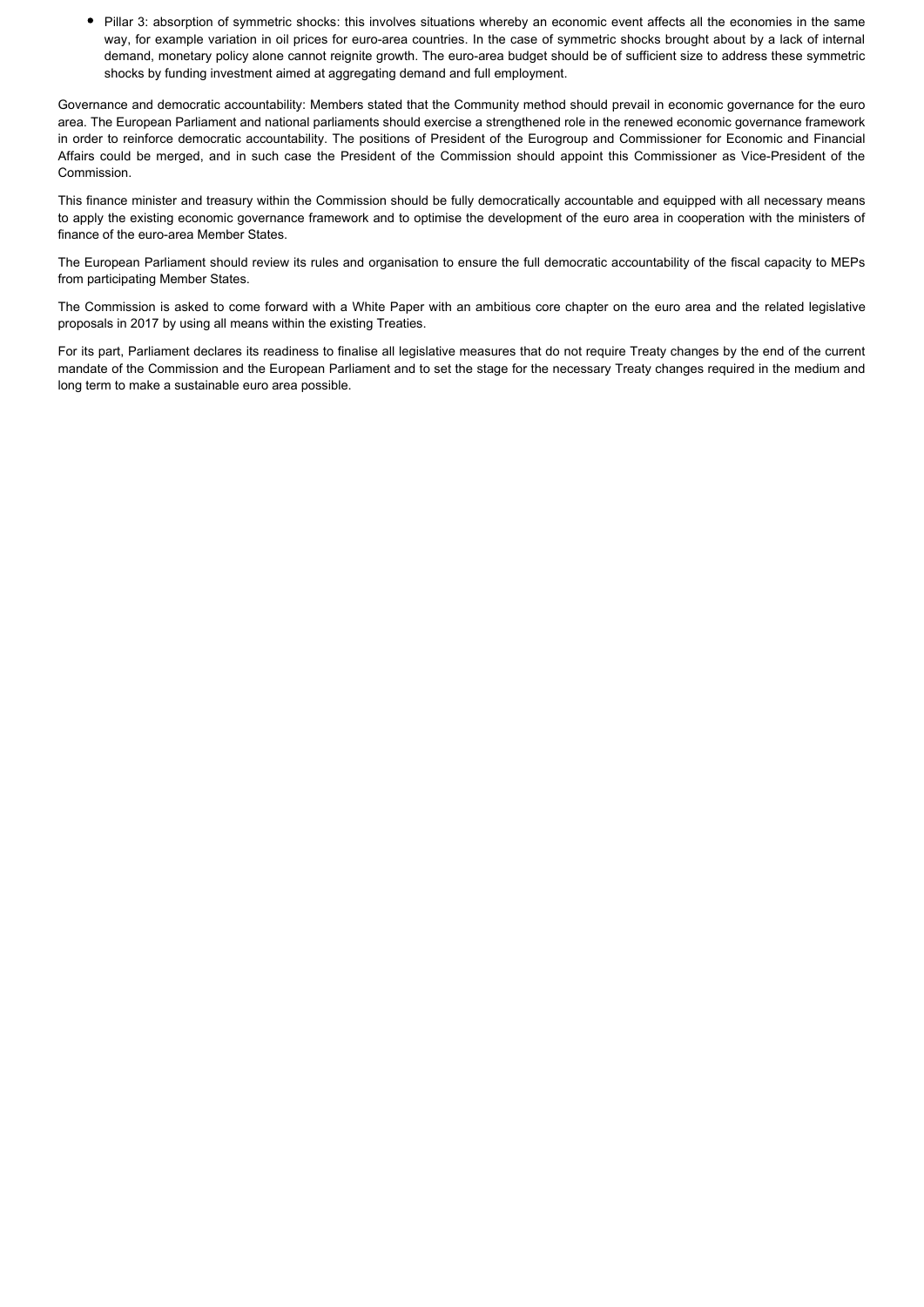- Pillar 3: absorption of symmetric shocks: this involves situations whereby an economic event affects all the economies in the same way, for example variation in oil prices for euro-area countries. In the case of symmetric shocks brought about by a lack of internal demand, monetary policy alone cannot reignite growth. The euro-area budget should be of sufficient size to address these symmetric shocks by funding investment aimed at aggregating demand and full employment.

Governance and democratic accountability: Members stated that the Community method should prevail in economic governance for the euro area. The European Parliament and national parliaments should exercise a strengthened role in the renewed economic governance framework in order to reinforce democratic accountability. The positions of President of the Eurogroup and Commissioner for Economic and Financial Affairs could be merged, and in such case the President of the Commission should appoint this Commissioner as Vice-President of the Commission.

This finance minister and treasury within the Commission should be fully democratically accountable and equipped with all necessary means to apply the existing economic governance framework and to optimise the development of the euro area in cooperation with the ministers of finance of the euro-area Member States.

The European Parliament should review its rules and organisation to ensure the full democratic accountability of the fiscal capacity to MEPs from participating Member States.

The Commission is asked to come forward with a White Paper with an ambitious core chapter on the euro area and the related legislative proposals in 2017 by using all means within the existing Treaties.

For its part, Parliament declares its readiness to finalise all legislative measures that do not require Treaty changes by the end of the current mandate of the Commission and the European Parliament and to set the stage for the necessary Treaty changes required in the medium and long term to make a sustainable euro area possible.